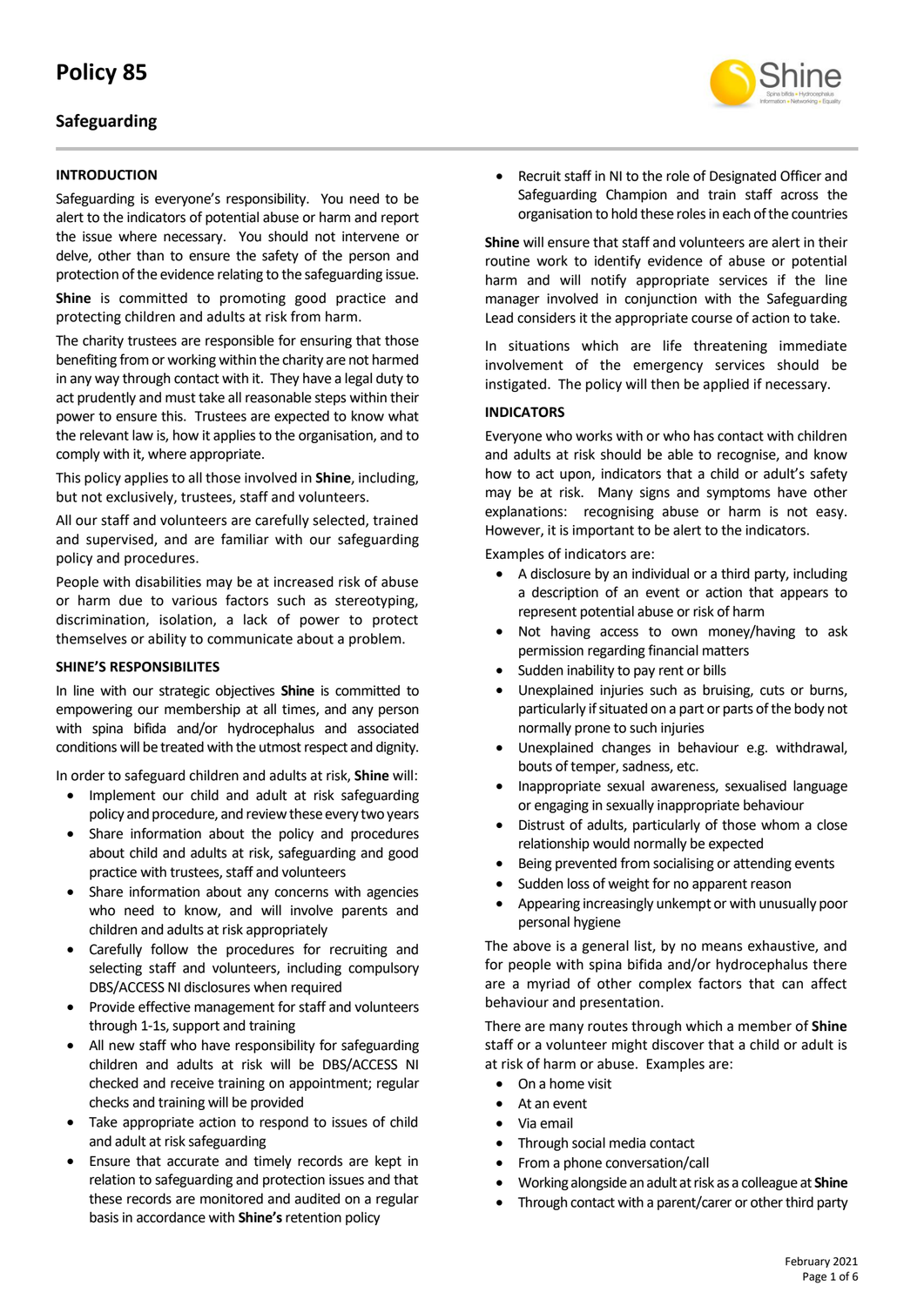# Policy 85

## Safeguarding

### INTRODUCTION

Safeguarding is everyone's responsibility. You need to be alert to the indicators of potential abuse or harm and report the issue where necessary. You should not intervene or delve, other than to ensure the safety of the person and protection of the evidence relating to the safeguarding issue.

**Shine** is committed to promoting good practice and protecting children and adults at risk from harm.

The charity trustees are responsible for ensuring that those benefiting from or working within the charity are not harmed in any way through contact with it. They have a legal duty to act prudently and must take all reasonable steps within their power to ensure this. Trustees are expected to know what the relevant law is, how it applies to the organisation, and to comply with it, where appropriate.

This policy applies to all those involved in **Shine**, including, but not exclusively, trustees, staff and volunteers.

All our staff and volunteers are carefully selected, trained and supervised, and are familiar with our safeguarding policy and procedures.

People with disabilities may be at increased risk of abuse or harm due to various factors such as stereotyping, discrimination, isolation, a lack of power to protect themselves or ability to communicate about a problem.

### SHINE'S RESPONSIBILITES

In line with our strategic objectives **Shine** is committed to empowering our membership at all times, and any person with spina bifida and/or hydrocephalus and associated conditions will be treated with the utmost respect and dignity.

In order to safeguard children and adults at risk, **Shine** will:

- Implement our child and adult at risk safeguarding policy and procedure, and review these every two years
- Share information about the policy and procedures about child and adults at risk, safeguarding and good practice with trustees, staff and volunteers
- Share information about any concerns with agencies who need to know, and will involve parents and children and adults at risk appropriately
- Carefully follow the procedures for recruiting and selecting staff and volunteers, including compulsory DBS/ACCESS NI disclosures when required
- Provide effective management for staff and volunteers through 1-1s, support and training
- All new staff who have responsibility for safeguarding children and adults at risk will be DBS/ACCESS NI checked and receive training on appointment; regular checks and training will be provided
- Take appropriate action to respond to issues of child and adult at risk safeguarding
- Ensure that accurate and timely records are kept in relation to safeguarding and protection issues and that these records are monitored and audited on a regular basis in accordance with **Shine's** retention policy
- Recruit staff in NI to the role of Designated Officer and Safeguarding Champion and train staff across the organisation to hold these roles in each of the countries

**Shine** will ensure that staff and volunteers are alert in their routine work to identify evidence of abuse or potential harm and will notify appropriate services if the line manager involved in conjunction with the Safeguarding Lead considers it the appropriate course of action to take.

In situations which are life threatening immediate involvement of the emergency services should be instigated. The policy will then be applied if necessary.

### INDICATORS

Everyone who works with or who has contact with children and adults at risk should be able to recognise, and know how to act upon, indicators that a child or adult's safety may be at risk. Many signs and symptoms have other explanations: recognising abuse or harm is not easy. However, it is important to be alert to the indicators.

Examples of indicators are:

- A disclosure by an individual or a third party, including a description of an event or action that appears to represent potential abuse or risk of harm
- Not having access to own money/having to ask permission regarding financial matters
- Sudden inability to pay rent or bills
- Unexplained injuries such as bruising, cuts or burns, particularly if situated on a part or parts of the body not normally prone to such injuries
- Unexplained changes in behaviour e.g. withdrawal, bouts of temper, sadness, etc.
- Inappropriate sexual awareness, sexualised language or engaging in sexually inappropriate behaviour
- Distrust of adults, particularly of those whom a close relationship would normally be expected
- Being prevented from socialising or attending events
- Sudden loss of weight for no apparent reason
- Appearing increasingly unkempt or with unusually poor personal hygiene

The above is a general list, by no means exhaustive, and for people with spina bifida and/or hydrocephalus there are a myriad of other complex factors that can affect behaviour and presentation.

There are many routes through which a member of **Shine** staff or a volunteer might discover that a child or adult is at risk of harm or abuse. Examples are:

- On a home visit
- At an event
- Via email
- Through social media contact
- From a phone conversation/call
- Working alongside an adult at risk as a colleague at **Shine**
- Through contact with a parent/carer or other third party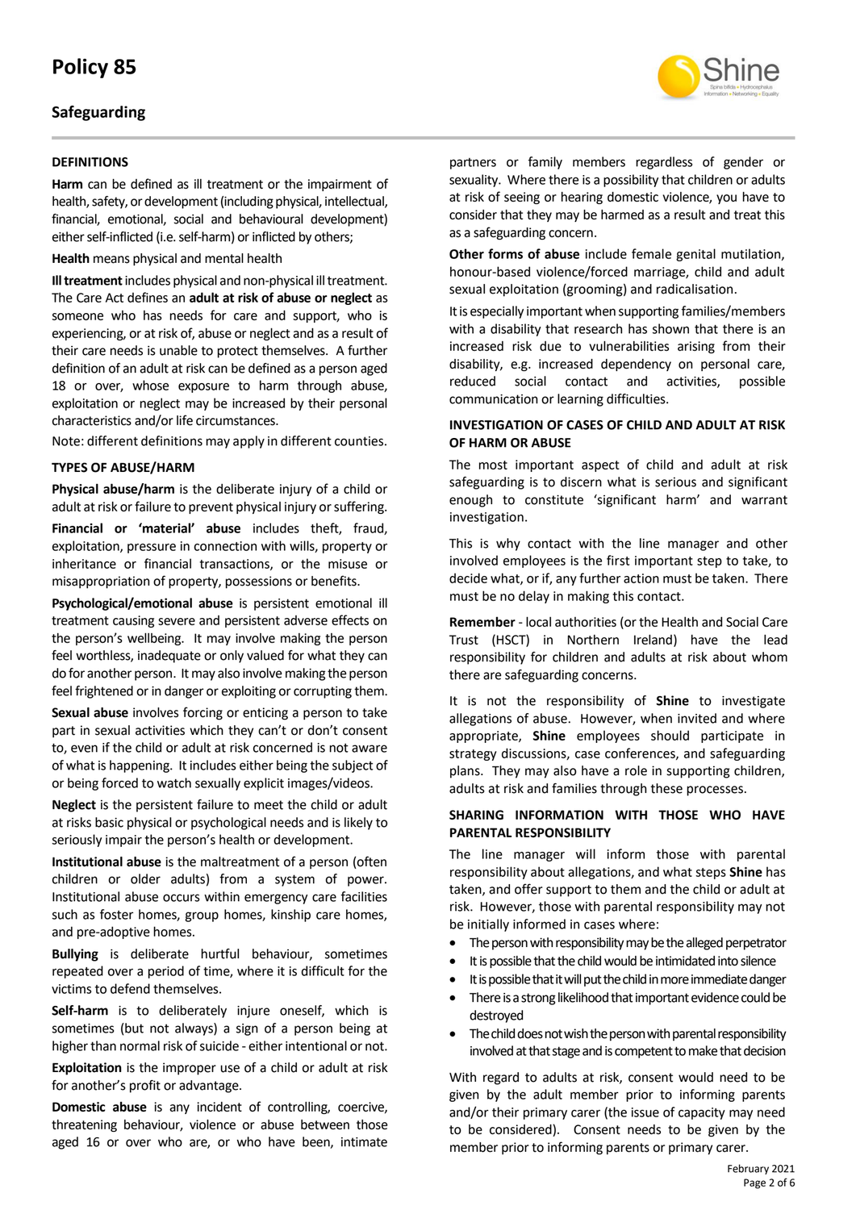## DEFINITIONS

**Harm** can be defined as ill treatment or the impairment of health, safety, or development (including physical, intellectual, financial, emotional, social and behavioural development) either self-inflicted (i.e. self-harm) or inflicted by others;

**Health** means physical and mental health

**Ill treatment** includes physical and non-physical ill treatment. The Care Act defines an **adult at risk of abuse or neglect** as someone who has needs for care and support, who is experiencing, or at risk of, abuse or neglect and as a result of their care needs is unable to protect themselves. A further definition of an adult at risk can be defined as a person aged 18 or over, whose exposure to harm through abuse, exploitation or neglect may be increased by their personal characteristics and/or life circumstances.

Note: different definitions may apply in different counties.

## TYPES OF ABUSE/HARM

**Physical abuse/harm** is the deliberate injury of a child or adult at risk or failure to prevent physical injury or suffering.

**Financial or 'material' abuse** includes theft, fraud, exploitation, pressure in connection with wills, property or inheritance or financial transactions, or the misuse or misappropriation of property, possessions or benefits.

**Psychological/emotional abuse** is persistent emotional ill treatment causing severe and persistent adverse effects on the person's wellbeing. It may involve making the person feel worthless, inadequate or only valued for what they can do for another person. It may also involve making the person feel frightened or in danger or exploiting or corrupting them.

**Sexual abuse** involves forcing or enticing a person to take part in sexual activities which they can't or don't consent to, even if the child or adult at risk concerned is not aware of what is happening. It includes either being the subject of or being forced to watch sexually explicit images/videos.

**Neglect** is the persistent failure to meet the child or adult at risks basic physical or psychological needs and is likely to seriously impair the person's health or development.

**Institutional abuse** is the maltreatment of a person (often children or older adults) from a system of power. Institutional abuse occurs within emergency care facilities such as foster homes, group homes, kinship care homes, and pre-adoptive homes.

**Bullying** is deliberate hurtful behaviour, sometimes repeated over a period of time, where it is difficult for the victims to defend themselves.

**Self-harm** is to deliberately injure oneself, which is sometimes (but not always) a sign of a person being at higher than normal risk of suicide - either intentional or not.

**Exploitation** is the improper use of a child or adult at risk for another's profit or advantage.

**Domestic abuse** is any incident of controlling, coercive, threatening behaviour, violence or abuse between those aged 16 or over who are, or who have been, intimate partners or family members regardless of gender or sexuality. Where there is a possibility that children or adults at risk of seeing or hearing domestic violence, you have to consider that they may be harmed as a result and treat this as a safeguarding concern.

**Other forms of abuse** include female genital mutilation, honour-based violence/forced marriage, child and adult sexual exploitation (grooming) and radicalisation.

It is especially important when supporting families/members with a disability that research has shown that there is an increased risk due to vulnerabilities arising from their disability, e.g. increased dependency on personal care, reduced social contact and activities, possible communication or learning difficulties.

## INVESTIGATION OF CASES OF CHILD AND ADULT AT RISK OF HARM OR ABUSE

The most important aspect of child and adult at risk safeguarding is to discern what is serious and significant enough to constitute 'significant harm' and warrant investigation.

This is why contact with the line manager and other involved employees is the first important step to take, to decide what, or if, any further action must be taken. There must be no delay in making this contact.

**Remember** - local authorities (or the Health and Social Care Trust (HSCT) in Northern Ireland) have the lead responsibility for children and adults at risk about whom there are safeguarding concerns.

It is not the responsibility of **Shine** to investigate allegations of abuse. However, when invited and where appropriate, **Shine** employees should participate in strategy discussions, case conferences, and safeguarding plans. They may also have a role in supporting children, adults at risk and families through these processes.

## SHARING INFORMATION WITH THOSE WHO HAVE PARENTAL RESPONSIBILITY

The line manager will inform those with parental responsibility about allegations, and what steps **Shine** has taken, and offer support to them and the child or adult at risk. However, those with parental responsibility may not be initially informed in cases where:

- The person with responsibility may be the alleged perpetrator
- It is possible that the child would be intimidated into silence
- It is possible that it will put the child in more immediate danger
- There is a strong likelihood that important evidence could be destroyed
- The child does not wish the person with parental responsibility involved at that stage and is competent to make that decision

With regard to adults at risk, consent would need to be given by the adult member prior to informing parents and/or their primary carer (the issue of capacity may need to be considered). Consent needs to be given by the member prior to informing parents or primary carer.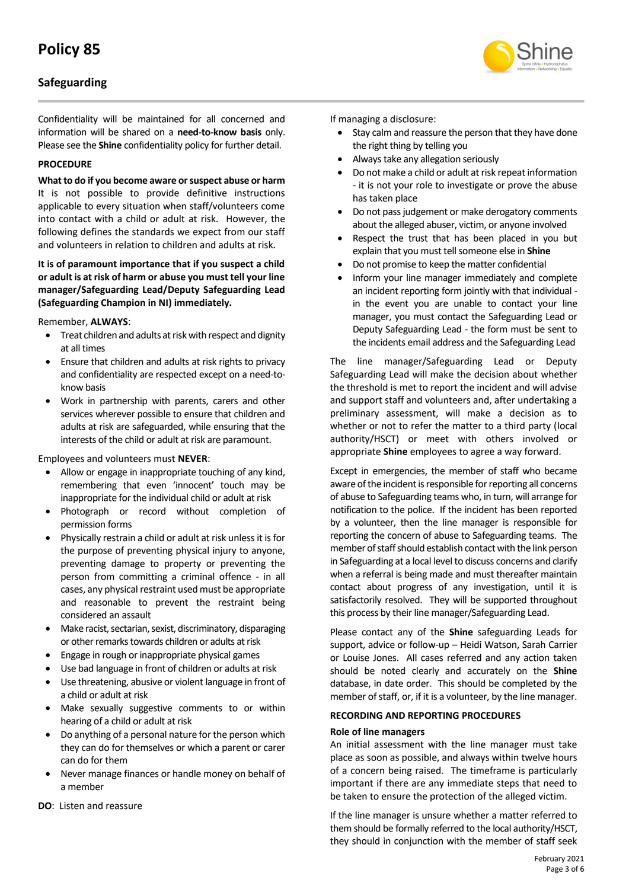Confidentiality will be maintained for all concerned and information will be shared on a **need-to-know basis** only. Please see the **Shine** confidentiality policy for further detail.

**PROCEDURE**

**What to do if you become aware or suspect abuse or harm**
It is not possible to provide definitive instructions applicable to every situation when staff/volunteers come into contact with a child or adult at risk. However, the following defines the standards we expect from our staff and volunteers in relation to children and adults at risk.

**It is of paramount importance that if you suspect a child or adult is at risk of harm or abuse you must tell your line manager/Safeguarding Lead/Deputy Safeguarding Lead (Safeguarding Champion in NI) immediately.**

Remember, **ALWAYS**:

- Treat children and adults at risk with respect and dignity at all times
- Ensure that children and adults at risk rights to privacy and confidentiality are respected except on a need-to-know basis
- Work in partnership with parents, carers and other services wherever possible to ensure that children and adults at risk are safeguarded, while ensuring that the interests of the child or adult at risk are paramount.

Employees and volunteers must **NEVER**:

- Allow or engage in inappropriate touching of any kind, remembering that even 'innocent' touch may be inappropriate for the individual child or adult at risk
- Photograph or record without completion of permission forms
- Physically restrain a child or adult at risk unless it is for the purpose of preventing physical injury to anyone, preventing damage to property or preventing the person from committing a criminal offence - in all cases, any physical restraint used must be appropriate and reasonable to prevent the restraint being considered an assault
- Make racist, sectarian, sexist, discriminatory, disparaging or other remarks towards children or adults at risk
- Engage in rough or inappropriate physical games
- Use bad language in front of children or adults at risk
- Use threatening, abusive or violent language in front of a child or adult at risk
- Make sexually suggestive comments to or within hearing of a child or adult at risk
- Do anything of a personal nature for the person which they can do for themselves or which a parent or carer can do for them
- Never manage finances or handle money on behalf of a member

**DO**: Listen and reassure

If managing a disclosure:

- Stay calm and reassure the person that they have done the right thing by telling you
- Always take any allegation seriously
- Do not make a child or adult at risk repeat information - it is not your role to investigate or prove the abuse has taken place
- Do not pass judgement or make derogatory comments about the alleged abuser, victim, or anyone involved
- Respect the trust that has been placed in you but explain that you must tell someone else in **Shine**
- Do not promise to keep the matter confidential
- Inform your line manager immediately and complete an incident reporting form jointly with that individual - in the event you are unable to contact your line manager, you must contact the Safeguarding Lead or Deputy Safeguarding Lead - the form must be sent to the incidents email address and the Safeguarding Lead

The line manager/Safeguarding Lead or Deputy Safeguarding Lead will make the decision about whether the threshold is met to report the incident and will advise and support staff and volunteers and, after undertaking a preliminary assessment, will make a decision as to whether or not to refer the matter to a third party (local authority/HSCT) or meet with others involved or appropriate **Shine** employees to agree a way forward.

Except in emergencies, the member of staff who became aware of the incident is responsible for reporting all concerns of abuse to Safeguarding teams who, in turn, will arrange for notification to the police. If the incident has been reported by a volunteer, then the line manager is responsible for reporting the concern of abuse to Safeguarding teams. The member of staff should establish contact with the link person in Safeguarding at a local level to discuss concerns and clarify when a referral is being made and must thereafter maintain contact about progress of any investigation, until it is satisfactorily resolved. They will be supported throughout this process by their line manager/Safeguarding Lead.

Please contact any of the **Shine** safeguarding Leads for support, advice or follow-up – Heidi Watson, Sarah Carrier or Louise Jones. All cases referred and any action taken should be noted clearly and accurately on the **Shine** database, in date order. This should be completed by the member of staff, or, if it is a volunteer, by the line manager.

**RECORDING AND REPORTING PROCEDURES**

**Role of line managers**
An initial assessment with the line manager must take place as soon as possible, and always within twelve hours of a concern being raised. The timeframe is particularly important if there are any immediate steps that need to be taken to ensure the protection of the alleged victim.

If the line manager is unsure whether a matter referred to them should be formally referred to the local authority/HSCT, they should in conjunction with the member of staff seek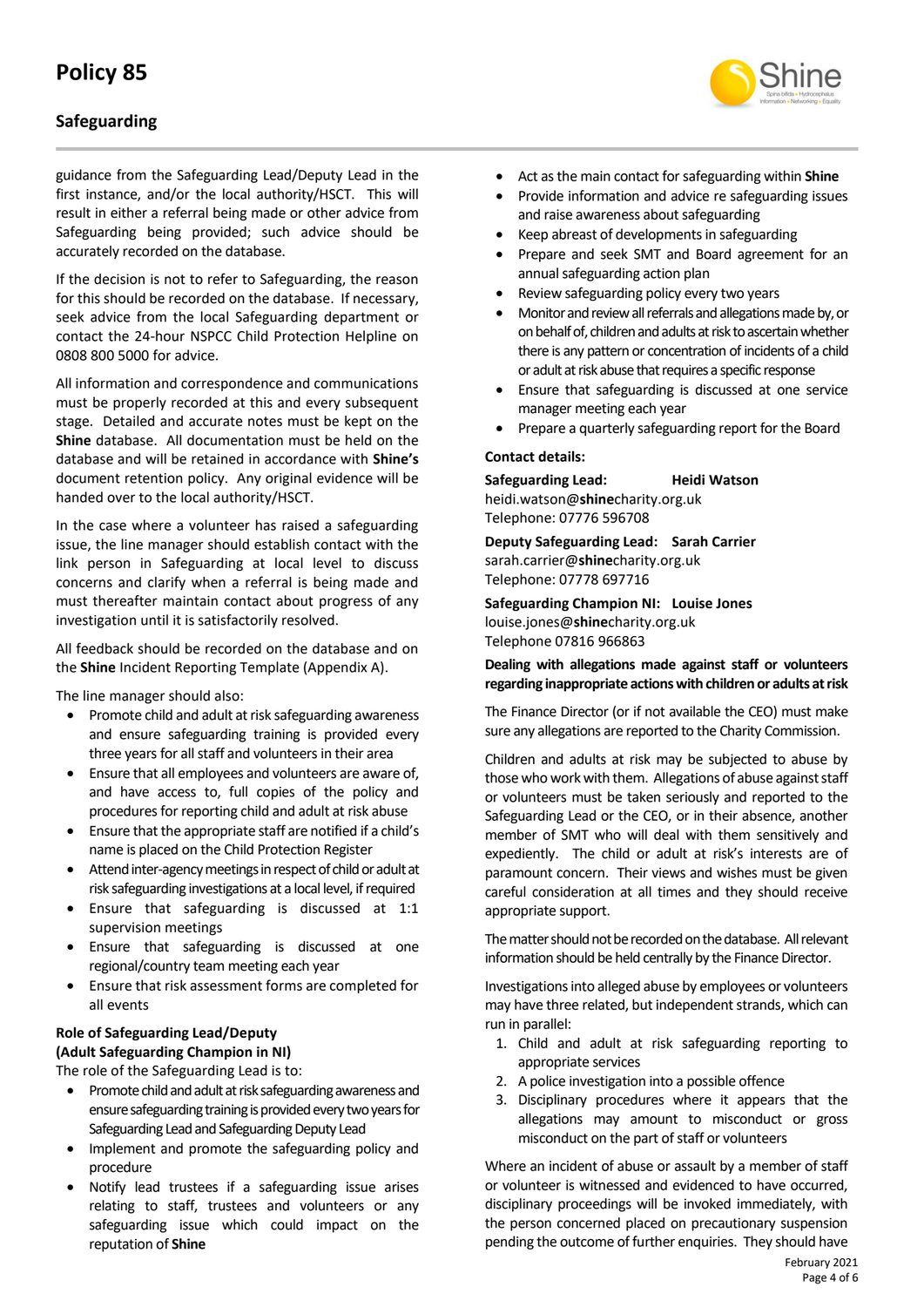guidance from the Safeguarding Lead/Deputy Lead in the first instance, and/or the local authority/HSCT. This will result in either a referral being made or other advice from Safeguarding being provided; such advice should be accurately recorded on the database.

If the decision is not to refer to Safeguarding, the reason for this should be recorded on the database. If necessary, seek advice from the local Safeguarding department or contact the 24-hour NSPCC Child Protection Helpline on 0808 800 5000 for advice.

All information and correspondence and communications must be properly recorded at this and every subsequent stage. Detailed and accurate notes must be kept on the **Shine** database. All documentation must be held on the database and will be retained in accordance with **Shine's** document retention policy. Any original evidence will be handed over to the local authority/HSCT.

In the case where a volunteer has raised a safeguarding issue, the line manager should establish contact with the link person in Safeguarding at local level to discuss concerns and clarify when a referral is being made and must thereafter maintain contact about progress of any investigation until it is satisfactorily resolved.

All feedback should be recorded on the database and on the **Shine** Incident Reporting Template (Appendix A).

The line manager should also:

- Promote child and adult at risk safeguarding awareness and ensure safeguarding training is provided every three years for all staff and volunteers in their area
- Ensure that all employees and volunteers are aware of, and have access to, full copies of the policy and procedures for reporting child and adult at risk abuse
- Ensure that the appropriate staff are notified if a child's name is placed on the Child Protection Register
- Attend inter-agency meetings in respect of child or adult at risk safeguarding investigations at a local level, if required
- Ensure that safeguarding is discussed at 1:1 supervision meetings
- Ensure that safeguarding is discussed at one regional/country team meeting each year
- Ensure that risk assessment forms are completed for all events

**Role of Safeguarding Lead/Deputy (Adult Safeguarding Champion in NI)**

The role of the Safeguarding Lead is to:

- Promote child and adult at risk safeguarding awareness and ensure safeguarding training is provided every two years for Safeguarding Lead and Safeguarding Deputy Lead
- Implement and promote the safeguarding policy and procedure
- Notify lead trustees if a safeguarding issue arises relating to staff, trustees and volunteers or any safeguarding issue which could impact on the reputation of **Shine**
- Act as the main contact for safeguarding within **Shine**
- Provide information and advice re safeguarding issues and raise awareness about safeguarding
- Keep abreast of developments in safeguarding
- Prepare and seek SMT and Board agreement for an annual safeguarding action plan
- Review safeguarding policy every two years
- Monitor and review all referrals and allegations made by, or on behalf of, children and adults at risk to ascertain whether there is any pattern or concentration of incidents of a child or adult at risk abuse that requires a specific response
- Ensure that safeguarding is discussed at one service manager meeting each year
- Prepare a quarterly safeguarding report for the Board

**Contact details:**

**Safeguarding Lead: Heidi Watson**
heidi.watson@**shine**charity.org.uk
Telephone: 07776 596708

**Deputy Safeguarding Lead: Sarah Carrier**
sarah.carrier@**shine**charity.org.uk
Telephone: 07778 697716

**Safeguarding Champion NI: Louise Jones**
louise.jones@**shine**charity.org.uk
Telephone 07816 966863

**Dealing with allegations made against staff or volunteers regarding inappropriate actions with children or adults at risk**

The Finance Director (or if not available the CEO) must make sure any allegations are reported to the Charity Commission.

Children and adults at risk may be subjected to abuse by those who work with them. Allegations of abuse against staff or volunteers must be taken seriously and reported to the Safeguarding Lead or the CEO, or in their absence, another member of SMT who will deal with them sensitively and expediently. The child or adult at risk's interests are of paramount concern. Their views and wishes must be given careful consideration at all times and they should receive appropriate support.

The matter should not be recorded on the database. All relevant information should be held centrally by the Finance Director.

Investigations into alleged abuse by employees or volunteers may have three related, but independent strands, which can run in parallel:

1. Child and adult at risk safeguarding reporting to appropriate services
2. A police investigation into a possible offence
3. Disciplinary procedures where it appears that the allegations may amount to misconduct or gross misconduct on the part of staff or volunteers

Where an incident of abuse or assault by a member of staff or volunteer is witnessed and evidenced to have occurred, disciplinary proceedings will be invoked immediately, with the person concerned placed on precautionary suspension pending the outcome of further enquiries. They should have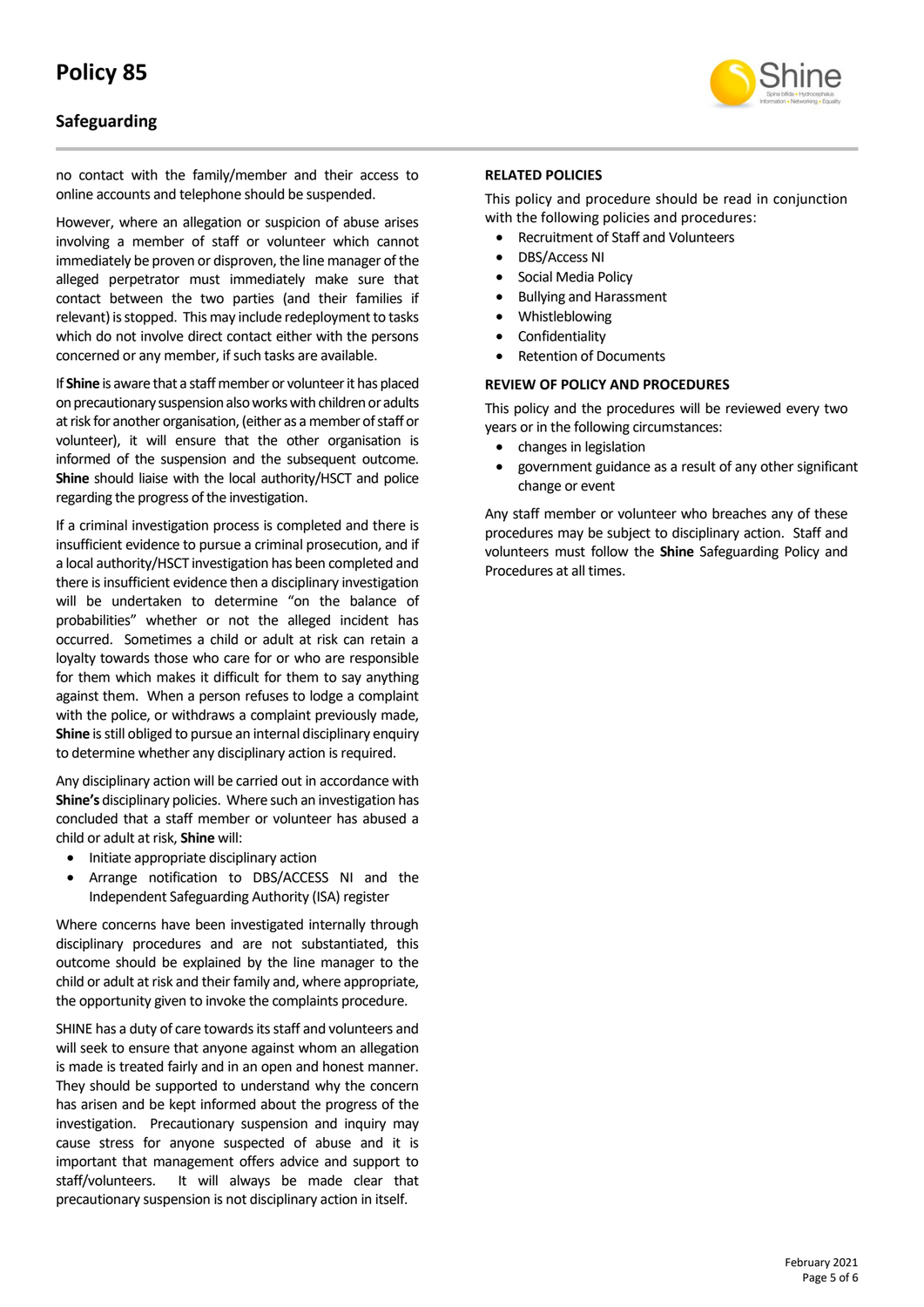no contact with the family/member and their access to online accounts and telephone should be suspended.

However, where an allegation or suspicion of abuse arises involving a member of staff or volunteer which cannot immediately be proven or disproven, the line manager of the alleged perpetrator must immediately make sure that contact between the two parties (and their families if relevant) is stopped. This may include redeployment to tasks which do not involve direct contact either with the persons concerned or any member, if such tasks are available.

If **Shine** is aware that a staff member or volunteer it has placed on precautionary suspension also works with children or adults at risk for another organisation, (either as a member of staff or volunteer), it will ensure that the other organisation is informed of the suspension and the subsequent outcome. **Shine** should liaise with the local authority/HSCT and police regarding the progress of the investigation.

If a criminal investigation process is completed and there is insufficient evidence to pursue a criminal prosecution, and if a local authority/HSCT investigation has been completed and there is insufficient evidence then a disciplinary investigation will be undertaken to determine "on the balance of probabilities" whether or not the alleged incident has occurred. Sometimes a child or adult at risk can retain a loyalty towards those who care for or who are responsible for them which makes it difficult for them to say anything against them. When a person refuses to lodge a complaint with the police, or withdraws a complaint previously made, **Shine** is still obliged to pursue an internal disciplinary enquiry to determine whether any disciplinary action is required.

Any disciplinary action will be carried out in accordance with **Shine's** disciplinary policies. Where such an investigation has concluded that a staff member or volunteer has abused a child or adult at risk, **Shine** will:

- Initiate appropriate disciplinary action
- Arrange notification to DBS/ACCESS NI and the Independent Safeguarding Authority (ISA) register

Where concerns have been investigated internally through disciplinary procedures and are not substantiated, this outcome should be explained by the line manager to the child or adult at risk and their family and, where appropriate, the opportunity given to invoke the complaints procedure.

SHINE has a duty of care towards its staff and volunteers and will seek to ensure that anyone against whom an allegation is made is treated fairly and in an open and honest manner. They should be supported to understand why the concern has arisen and be kept informed about the progress of the investigation. Precautionary suspension and inquiry may cause stress for anyone suspected of abuse and it is important that management offers advice and support to staff/volunteers. It will always be made clear that precautionary suspension is not disciplinary action in itself.

**RELATED POLICIES**

This policy and procedure should be read in conjunction with the following policies and procedures:

- Recruitment of Staff and Volunteers
- DBS/Access NI
- Social Media Policy
- Bullying and Harassment
- Whistleblowing
- Confidentiality
- Retention of Documents

**REVIEW OF POLICY AND PROCEDURES**

This policy and the procedures will be reviewed every two years or in the following circumstances:

- changes in legislation
- government guidance as a result of any other significant change or event

Any staff member or volunteer who breaches any of these procedures may be subject to disciplinary action. Staff and volunteers must follow the **Shine** Safeguarding Policy and Procedures at all times.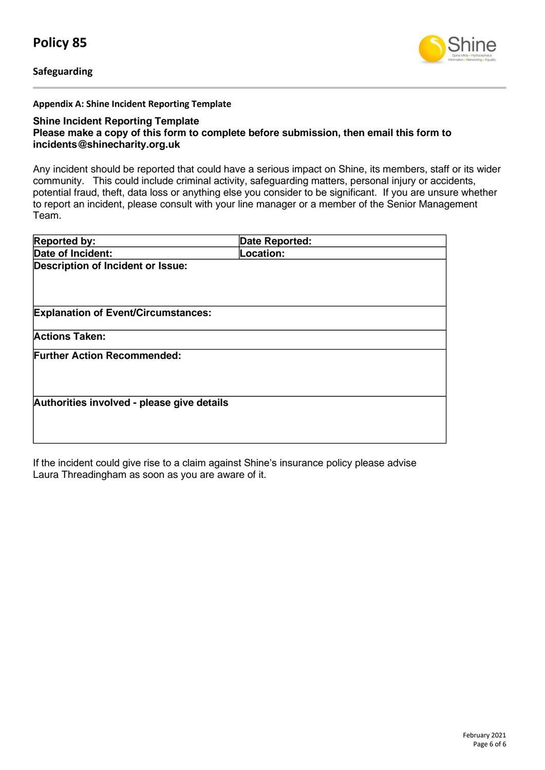Appendix A: Shine Incident Reporting Template

**Shine Incident Reporting Template**
**Please make a copy of this form to complete before submission, then email this form to incidents@shinecharity.org.uk**

Any incident should be reported that could have a serious impact on Shine, its members, staff or its wider community. This could include criminal activity, safeguarding matters, personal injury or accidents, potential fraud, theft, data loss or anything else you consider to be significant. If you are unsure whether to report an incident, please consult with your line manager or a member of the Senior Management Team.

| | |
|---|---|
| **Reported by:** | **Date Reported:** |
| **Date of Incident:** | **Location:** |
| **Description of Incident or Issue:** | |
| **Explanation of Event/Circumstances:** | |
| **Actions Taken:** | |
| **Further Action Recommended:** | |
| **Authorities involved - please give details** | |

If the incident could give rise to a claim against Shine's insurance policy please advise Laura Threadingham as soon as you are aware of it.